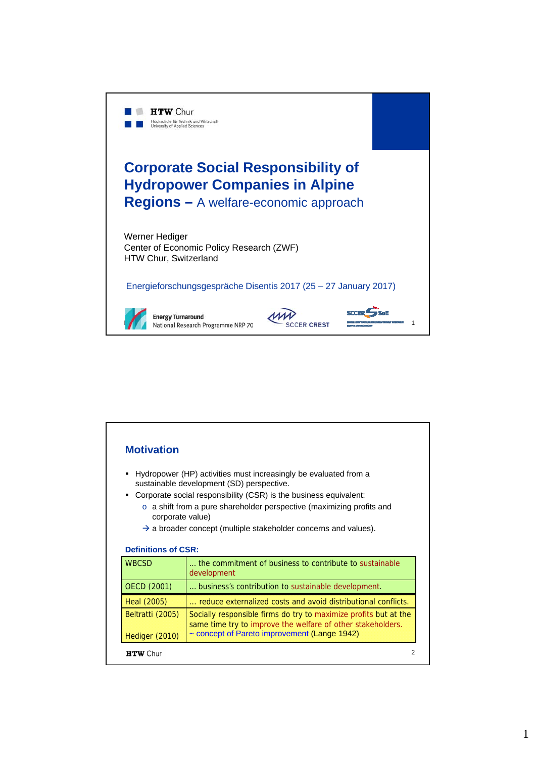HTW Chur
Hochschule für Technik und Wirtschaft
University of Applied Sciences

# Corporate Social Responsibility of Hydropower Companies in Alpine Regions – A welfare-economic approach

Werner Hediger
Center of Economic Policy Research (ZWF)
HTW Chur, Switzerland

Energieforschungsgespräche Disentis 2017 (25 – 27 January 2017)

Energy Turnaround
National Research Programme NRP 70

SCCER CREST

SCCER SoE

## Motivation

- Hydropower (HP) activities must increasingly be evaluated from a sustainable development (SD) perspective.
- Corporate social responsibility (CSR) is the business equivalent:
  - a shift from a pure shareholder perspective (maximizing profits and corporate value)
  - → a broader concept (multiple stakeholder concerns and values).

### Definitions of CSR:

| | |
|---|---|
| WBCSD | ... the commitment of business to contribute to sustainable development |
| OECD (2001) | ... business's contribution to sustainable development. |
| Heal (2005) | ... reduce externalized costs and avoid distributional conflicts. |
| Beltratti (2005) | Socially responsible firms do try to maximize profits but at the same time try to improve the welfare of other stakeholders. |
| Hediger (2010) | ~ concept of Pareto improvement (Lange 1942) |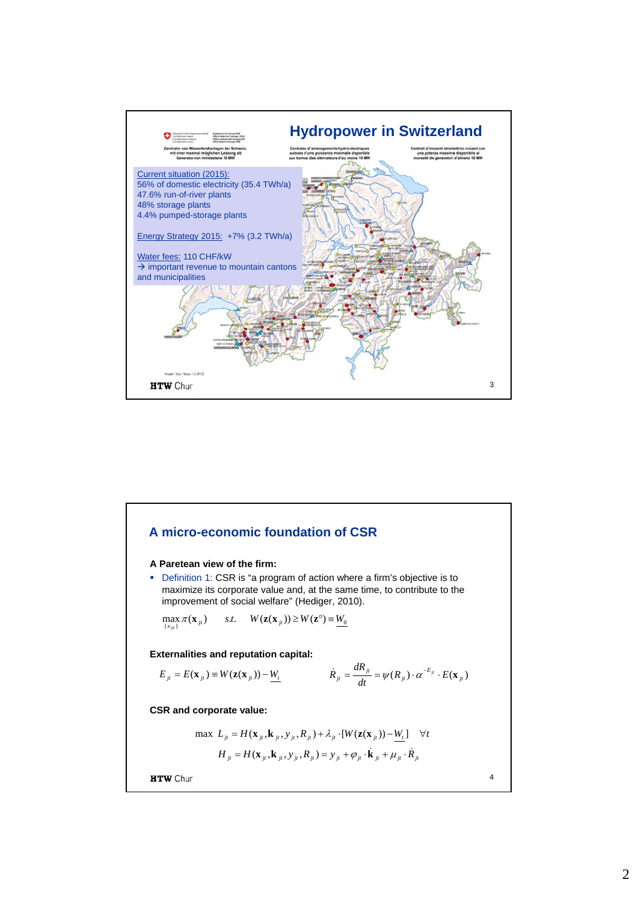# Hydropower in Switzerland

Zentralen von Wasserkraftanlagen der Schweiz, mit einer maximal möglichen Leistung ab Generator von mindestens 10 MW

Centrales d'aménagements hydro-électriques suisses d'une puissance maximale disponible aux bornes des alternateurs d'au moins 10 MW

Centrali d'impianti idroelettrici svizzeri con una potenza massima disponibile ai morsetti dei generatori d'almeno 10 MW

Current situation (2015):
56% of domestic electricity (35.4 TWh/a)
47.6% run-of-river plants
48% storage plants
4.4% pumped-storage plants

Energy Strategy 2015: +7% (3.2 TWh/a)

Water fees: 110 CHF/kW
→ important revenue to mountain cantons and municipalities

HTW Chur

## A micro-economic foundation of CSR

**A Paretean view of the firm:**

- Definition 1: CSR is "a program of action where a firm's objective is to maximize its corporate value and, at the same time, to contribute to the improvement of social welfare" (Hediger, 2010).

$$\max_{\{x_{jt}\}} \pi(\mathbf{x}_{jt}) \quad s.t. \quad W(\mathbf{z}(\mathbf{x}_{jt})) \geq W(\mathbf{z}^{\circ}) \equiv \underline{W_0}$$

**Externalities and reputation capital:**

$$E_{jt} = E(\mathbf{x}_{jt}) \equiv W(\mathbf{z}(\mathbf{x}_{jt})) - \underline{W_t} \qquad \dot{R}_{jt} = \frac{dR_{jt}}{dt} = \psi(R_{jt}) \cdot \alpha^{-E_{jt}} \cdot E(\mathbf{x}_{jt})$$

**CSR and corporate value:**

$$\max \; L_{jt} = H(\mathbf{x}_{jt}, \mathbf{k}_{jt}, y_{jt}, R_{jt}) + \lambda_{jt} \cdot [W(\mathbf{z}(\mathbf{x}_{jt})) - \underline{W_t}] \quad \forall t$$

$$H_{jt} = H(\mathbf{x}_{jt}, \mathbf{k}_{jt}, y_{jt}, R_{jt}) = y_{jt} + \varphi_{jt} \cdot \dot{\mathbf{k}}_{jt} + \mu_{jt} \cdot \dot{R}_{jt}$$

HTW Chur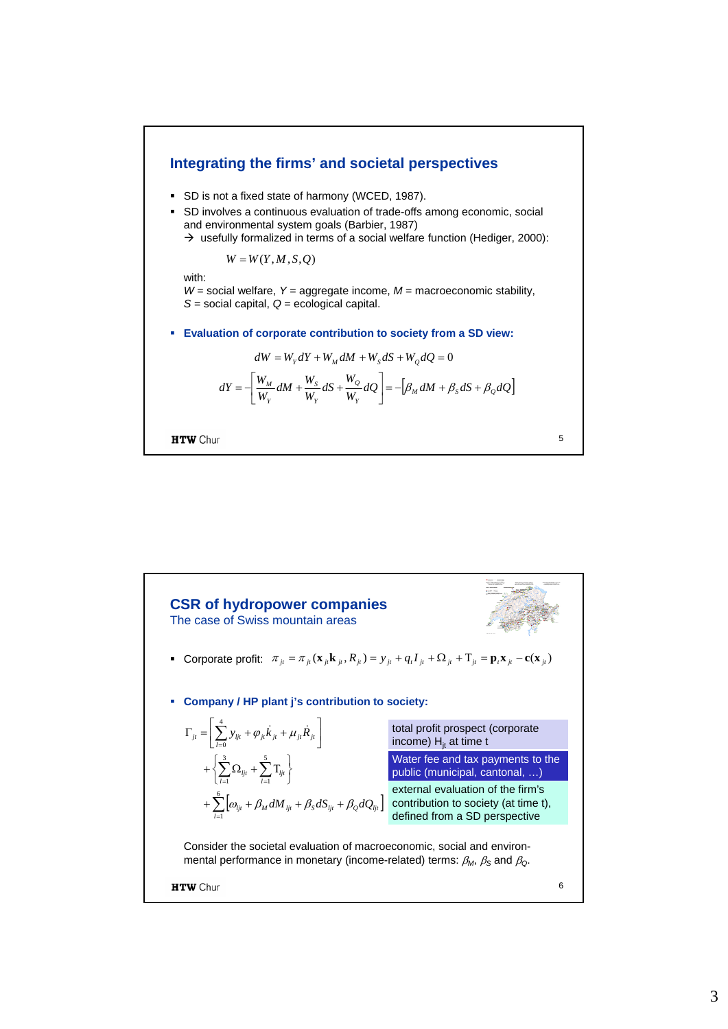## Integrating the firms' and societal perspectives

- SD is not a fixed state of harmony (WCED, 1987).
- SD involves a continuous evaluation of trade-offs among economic, social and environmental system goals (Barbier, 1987)
  → usefully formalized in terms of a social welfare function (Hediger, 2000):

$$W = W(Y, M, S, Q)$$

with:
$W$ = social welfare, $Y$ = aggregate income, $M$ = macroeconomic stability, $S$ = social capital, $Q$ = ecological capital.

- **Evaluation of corporate contribution to society from a SD view:**

$$dW = W_Y dY + W_M dM + W_S dS + W_Q dQ = 0$$

$$dY = -\left[\frac{W_M}{W_Y} dM + \frac{W_S}{W_Y} dS + \frac{W_Q}{W_Y} dQ\right] = -\left[\beta_M dM + \beta_S dS + \beta_Q dQ\right]$$

## CSR of hydropower companies

The case of Swiss mountain areas

- Corporate profit: $\pi_{jt} = \pi_{jt}(\mathbf{x}_{jt}\mathbf{k}_{jt}, R_{jt}) = y_{jt} + q_t I_{jt} + \Omega_{jt} + \mathrm{T}_{jt} = \mathbf{p}_t \mathbf{x}_{jt} - \mathbf{c}(\mathbf{x}_{jt})$

- **Company / HP plant j's contribution to society:**

$$\Gamma_{jt} = \left[\sum_{l=0}^{4} y_{ljt} + \varphi_{jt}\dot{k}_{jt} + \mu_{jt}\dot{R}_{jt}\right]$$

total profit prospect (corporate income) $H_{jt}$ at time t

$$+\left\{\sum_{l=1}^{3} \Omega_{ljt} + \sum_{l=1}^{5} \mathrm{T}_{ljt}\right\}$$

Water fee and tax payments to the public (municipal, cantonal, …)

$$+\sum_{l=1}^{6}\left[\omega_{ljt} + \beta_M dM_{ljt} + \beta_S dS_{ljt} + \beta_Q dQ_{ljt}\right]$$

external evaluation of the firm's contribution to society (at time t), defined from a SD perspective

Consider the societal evaluation of macroeconomic, social and environmental performance in monetary (income-related) terms: $\beta_M$, $\beta_S$ and $\beta_Q$.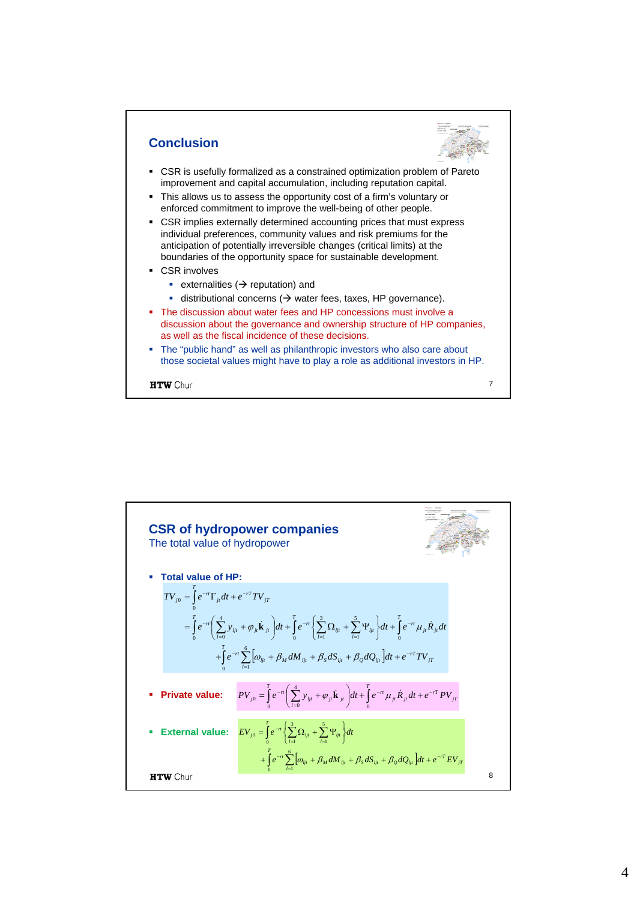## Conclusion

- CSR is usefully formalized as a constrained optimization problem of Pareto improvement and capital accumulation, including reputation capital.
- This allows us to assess the opportunity cost of a firm's voluntary or enforced commitment to improve the well-being of other people.
- CSR implies externally determined accounting prices that must express individual preferences, community values and risk premiums for the anticipation of potentially irreversible changes (critical limits) at the boundaries of the opportunity space for sustainable development.
- CSR involves
  - externalities (→ reputation) and
  - distributional concerns (→ water fees, taxes, HP governance).
- The discussion about water fees and HP concessions must involve a discussion about the governance and ownership structure of HP companies, as well as the fiscal incidence of these decisions.
- The "public hand" as well as philanthropic investors who also care about those societal values might have to play a role as additional investors in HP.

HTW Chur

## CSR of hydropower companies

The total value of hydropower

- **Total value of HP:**

$$TV_{j0} = \int_0^T e^{-rt}\Gamma_{jt}dt + e^{-rT}TV_{jT}$$

$$= \int_0^T e^{-rt}\left(\sum_{l=0}^{4} y_{ljt} + \varphi_{jt}\mathbf{k}_{jt}\right)dt + \int_0^T e^{-rt}\left\{\sum_{l=1}^{3}\Omega_{ljt} + \sum_{l=1}^{5}\Psi_{ljt}\right\}dt + \int_0^T e^{-rt}\mu_{jt}\dot{R}_{jt}dt$$

$$+\int_0^T e^{-rt}\sum_{l=1}^{6}\left[\omega_{ljt} + \beta_M dM_{ljt} + \beta_S dS_{ljt} + \beta_Q dQ_{ljt}\right]dt + e^{-rT}TV_{jT}$$

- **Private value:** $PV_{j0} = \int_0^T e^{-rt}\left(\sum_{l=0}^{4} y_{ljt} + \varphi_{jt}\mathbf{k}_{jt}\right)dt + \int_0^T e^{-rt}\mu_{jt}\dot{R}_{jt}dt + e^{-rT}PV_{jT}$

- **External value:** $EV_{j0} = \int_0^T e^{-rt}\left\{\sum_{l=1}^{3}\Omega_{ljt} + \sum_{l=1}^{5}\Psi_{ljt}\right\}dt$ $+\int_0^T e^{-rt}\sum_{l=1}^{6}\left[\omega_{ljt} + \beta_M dM_{ljt} + \beta_S dS_{ljt} + \beta_Q dQ_{ljt}\right]dt + e^{-rT}EV_{jT}$

HTW Chur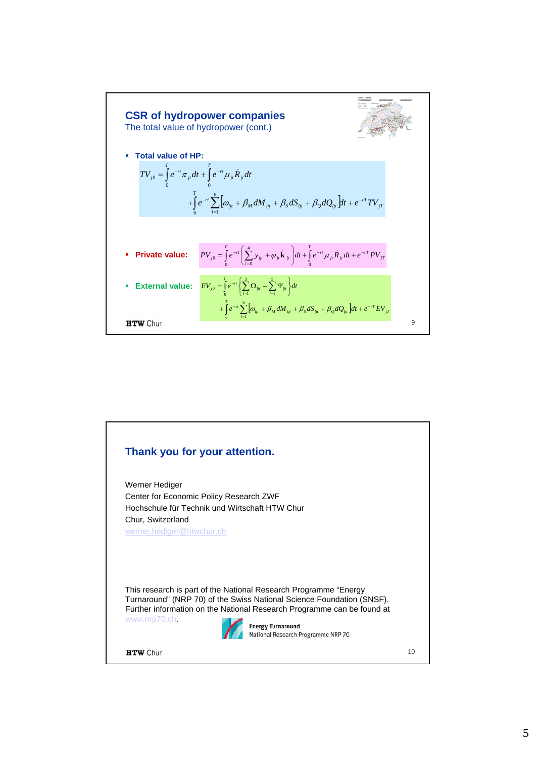## CSR of hydropower companies

The total value of hydropower (cont.)

- **Total value of HP:**

$$TV_{j0} = \int_0^T e^{-rt}\pi_{jt}dt + \int_0^T e^{-rt}\mu_{jt}\dot{R}_{jt}dt$$
$$+\int_0^T e^{-rt}\sum_{l=1}^{6}\left[\omega_{ljt} + \beta_M dM_{ljt} + \beta_S dS_{ljt} + \beta_Q dQ_{ljt}\right]dt + e^{-rT}TV_{jT}$$

- **Private value:** $PV_{j0} = \int_0^T e^{-rt}\left(\sum_{i=0}^{4} y_{ijt} + \varphi_{jt}\dot{\mathbf{k}}_{jt}\right)dt + \int_0^T e^{-rt}\mu_{jt}\dot{R}_{jt}dt + e^{-rT}PV_{jT}$

- **External value:** $EV_{j0} = \int_0^T e^{-rt}\left\{\sum_{l=1}^{3}\Omega_{ljt} + \sum_{l=1}^{5}\Psi_{ljt}\right\}dt$
$$+\int_0^T e^{-rt}\sum_{l=1}^{6}\left[\omega_{ljt} + \beta_M dM_{ljt} + \beta_S dS_{ljt} + \beta_Q dQ_{ljt}\right]dt + e^{-rT}EV_{jT}$$

HTW Chur

## Thank you for your attention.

Werner Hediger
Center for Economic Policy Research ZWF
Hochschule für Technik und Wirtschaft HTW Chur
Chur, Switzerland
werner.hediger@htwchur.ch

This research is part of the National Research Programme "Energy Turnaround" (NRP 70) of the Swiss National Science Foundation (SNSF). Further information on the National Research Programme can be found at www.nrp70.ch.

Energy Turnaround
National Research Programme NRP 70

HTW Chur